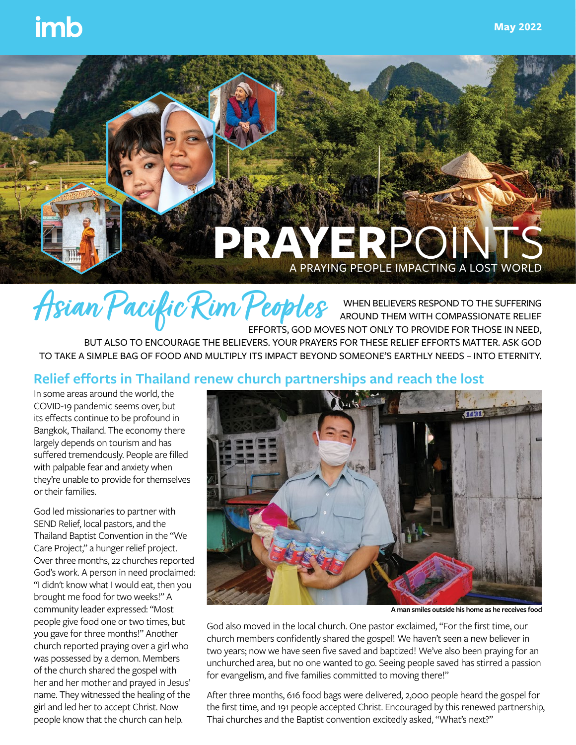imb

May 2022

# PRAYERPOINTS

A PRAYING PEOPLE IMPACTING A LOST WORLD

## Asian Pacific Rim Peoples

WHEN BELIEVERS RESPOND TO THE SUFFERING AROUND THEM WITH COMPASSIONATE RELIEF EFFORTS, GOD MOVES NOT ONLY TO PROVIDE FOR THOSE IN NEED, BUT ALSO TO ENCOURAGE THE BELIEVERS. YOUR PRAYERS FOR THESE RELIEF EFFORTS MATTER. ASK GOD TO TAKE A SIMPLE BAG OF FOOD AND MULTIPLY ITS IMPACT BEYOND SOMEONE'S EARTHLY NEEDS – INTO ETERNITY.

### Relief efforts in Thailand renew church partnerships and reach the lost

In some areas around the world, the COVID-19 pandemic seems over, but its effects continue to be profound in Bangkok, Thailand. The economy there largely depends on tourism and has suffered tremendously. People are filled with palpable fear and anxiety when they're unable to provide for themselves or their families.

God led missionaries to partner with SEND Relief, local pastors, and the Thailand Baptist Convention in the "We Care Project," a hunger relief project. Over three months, 22 churches reported God's work. A person in need proclaimed: "I didn't know what I would eat, then you brought me food for two weeks!" A community leader expressed: "Most people give food one or two times, but you gave for three months!" Another church reported praying over a girl who was possessed by a demon. Members of the church shared the gospel with her and her mother and prayed in Jesus' name. They witnessed the healing of the girl and led her to accept Christ. Now people know that the church can help.

A man smiles outside his home as he receives food

God also moved in the local church. One pastor exclaimed, "For the first time, our church members confidently shared the gospel! We haven't seen a new believer in two years; now we have seen five saved and baptized! We've also been praying for an unchurched area, but no one wanted to go. Seeing people saved has stirred a passion for evangelism, and five families committed to moving there!"

After three months, 616 food bags were delivered, 2,000 people heard the gospel for the first time, and 191 people accepted Christ. Encouraged by this renewed partnership, Thai churches and the Baptist convention excitedly asked, "What's next?"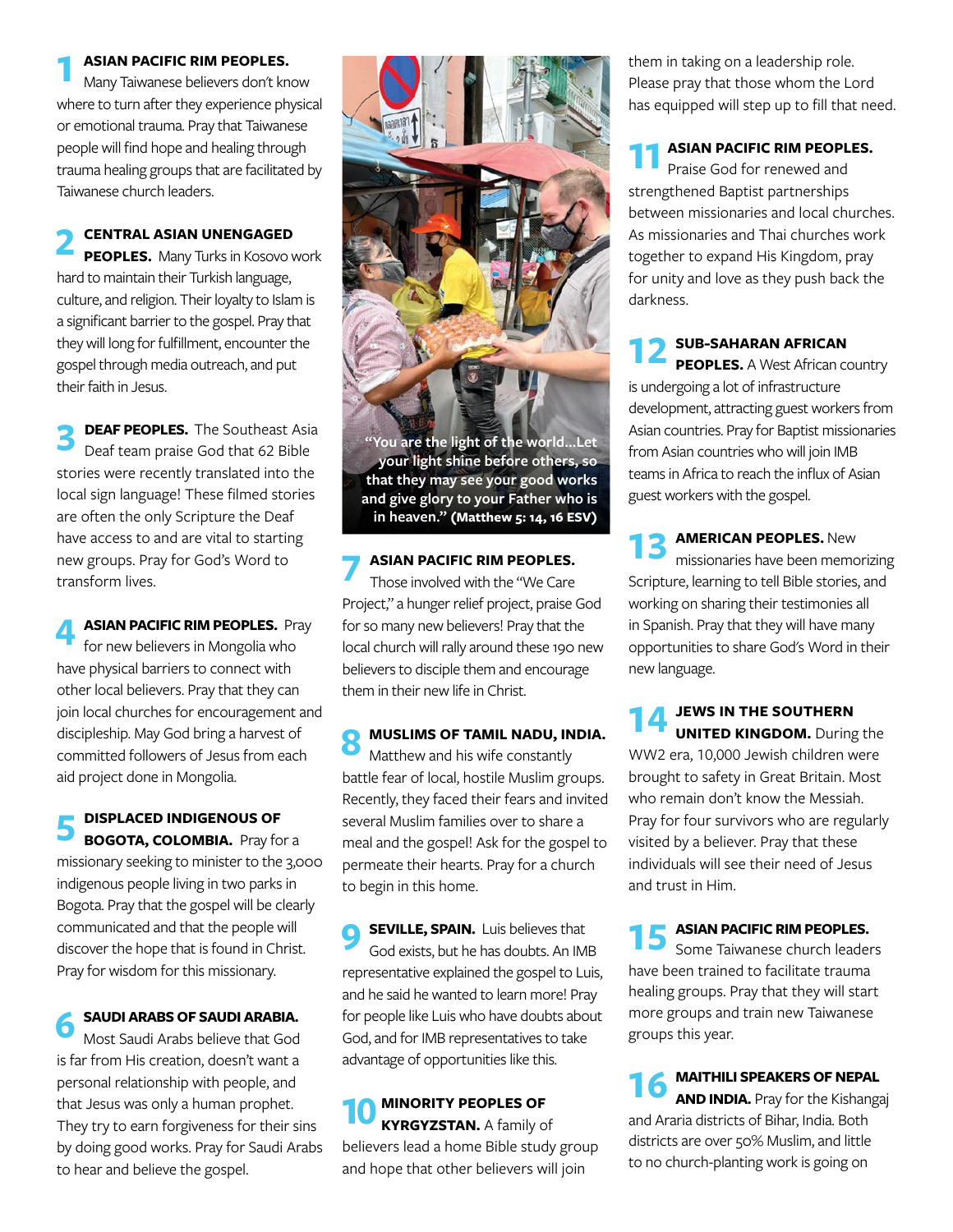**1 ASIAN PACIFIC RIM PEOPLES.** Many Taiwanese believers don't know where to turn after they experience physical or emotional trauma. Pray that Taiwanese people will find hope and healing through trauma healing groups that are facilitated by Taiwanese church leaders.

**2 CENTRAL ASIAN UNENGAGED PEOPLES.** Many Turks in Kosovo work hard to maintain their Turkish language, culture, and religion. Their loyalty to Islam is a significant barrier to the gospel. Pray that they will long for fulfillment, encounter the gospel through media outreach, and put their faith in Jesus.

**3 DEAF PEOPLES.** The Southeast Asia Deaf team praise God that 62 Bible stories were recently translated into the local sign language! These filmed stories are often the only Scripture the Deaf have access to and are vital to starting new groups. Pray for God's Word to transform lives.

**4 ASIAN PACIFIC RIM PEOPLES.** Pray for new believers in Mongolia who have physical barriers to connect with other local believers. Pray that they can join local churches for encouragement and discipleship. May God bring a harvest of committed followers of Jesus from each aid project done in Mongolia.

**5 DISPLACED INDIGENOUS OF BOGOTA, COLOMBIA.** Pray for a missionary seeking to minister to the 3,000 indigenous people living in two parks in Bogota. Pray that the gospel will be clearly communicated and that the people will discover the hope that is found in Christ. Pray for wisdom for this missionary.

**6 SAUDI ARABS OF SAUDI ARABIA.** Most Saudi Arabs believe that God is far from His creation, doesn't want a personal relationship with people, and that Jesus was only a human prophet. They try to earn forgiveness for their sins by doing good works. Pray for Saudi Arabs to hear and believe the gospel.

"You are the light of the world…Let your light shine before others, so that they may see your good works and give glory to your Father who is in heaven." **(Matthew 5: 14, 16 ESV)**

**7 ASIAN PACIFIC RIM PEOPLES.** Those involved with the "We Care Project," a hunger relief project, praise God for so many new believers! Pray that the local church will rally around these 190 new believers to disciple them and encourage them in their new life in Christ.

**8 MUSLIMS OF TAMIL NADU, INDIA.** Matthew and his wife constantly battle fear of local, hostile Muslim groups. Recently, they faced their fears and invited several Muslim families over to share a meal and the gospel! Ask for the gospel to permeate their hearts. Pray for a church to begin in this home.

**9 SEVILLE, SPAIN.** Luis believes that God exists, but he has doubts. An IMB representative explained the gospel to Luis, and he said he wanted to learn more! Pray for people like Luis who have doubts about God, and for IMB representatives to take advantage of opportunities like this.

**10 MINORITY PEOPLES OF KYRGYZSTAN.** A family of believers lead a home Bible study group and hope that other believers will join them in taking on a leadership role. Please pray that those whom the Lord has equipped will step up to fill that need.

**11 ASIAN PACIFIC RIM PEOPLES.** Praise God for renewed and strengthened Baptist partnerships between missionaries and local churches. As missionaries and Thai churches work together to expand His Kingdom, pray for unity and love as they push back the darkness.

**12 SUB-SAHARAN AFRICAN PEOPLES.** A West African country is undergoing a lot of infrastructure development, attracting guest workers from Asian countries. Pray for Baptist missionaries from Asian countries who will join IMB teams in Africa to reach the influx of Asian guest workers with the gospel.

**13 AMERICAN PEOPLES.** New missionaries have been memorizing Scripture, learning to tell Bible stories, and working on sharing their testimonies all in Spanish. Pray that they will have many opportunities to share God's Word in their new language.

**14 JEWS IN THE SOUTHERN UNITED KINGDOM.** During the WW2 era, 10,000 Jewish children were brought to safety in Great Britain. Most who remain don't know the Messiah. Pray for four survivors who are regularly visited by a believer. Pray that these individuals will see their need of Jesus and trust in Him.

**15 ASIAN PACIFIC RIM PEOPLES.** Some Taiwanese church leaders have been trained to facilitate trauma healing groups. Pray that they will start more groups and train new Taiwanese groups this year.

**16 MAITHILI SPEAKERS OF NEPAL AND INDIA.** Pray for the Kishangaj and Araria districts of Bihar, India. Both districts are over 50% Muslim, and little to no church-planting work is going on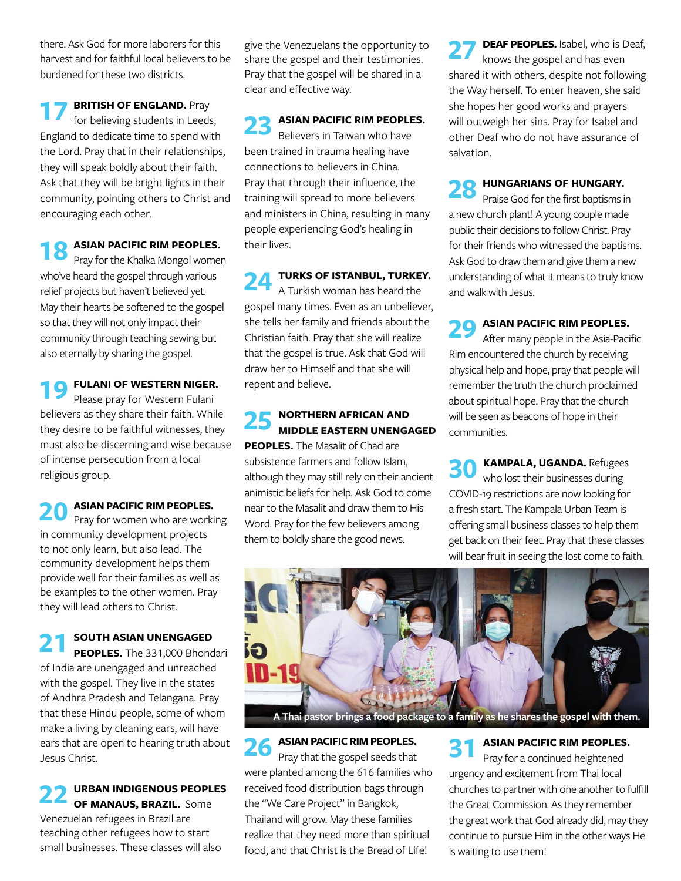there. Ask God for more laborers for this harvest and for faithful local believers to be burdened for these two districts.

**17 BRITISH OF ENGLAND.** Pray for believing students in Leeds, England to dedicate time to spend with the Lord. Pray that in their relationships, they will speak boldly about their faith. Ask that they will be bright lights in their community, pointing others to Christ and encouraging each other.

**18 ASIAN PACIFIC RIM PEOPLES.** Pray for the Khalka Mongol women who've heard the gospel through various relief projects but haven't believed yet. May their hearts be softened to the gospel so that they will not only impact their community through teaching sewing but also eternally by sharing the gospel.

**19 FULANI OF WESTERN NIGER.** Please pray for Western Fulani believers as they share their faith. While they desire to be faithful witnesses, they must also be discerning and wise because of intense persecution from a local religious group.

**20 ASIAN PACIFIC RIM PEOPLES.** Pray for women who are working in community development projects to not only learn, but also lead. The community development helps them provide well for their families as well as be examples to the other women. Pray they will lead others to Christ.

**21 SOUTH ASIAN UNENGAGED PEOPLES.** The 331,000 Bhondari of India are unengaged and unreached with the gospel. They live in the states of Andhra Pradesh and Telangana. Pray that these Hindu people, some of whom make a living by cleaning ears, will have ears that are open to hearing truth about Jesus Christ.

**22 URBAN INDIGENOUS PEOPLES OF MANAUS, BRAZIL.** Some Venezuelan refugees in Brazil are teaching other refugees how to start small businesses. These classes will also give the Venezuelans the opportunity to share the gospel and their testimonies. Pray that the gospel will be shared in a clear and effective way.

**23 ASIAN PACIFIC RIM PEOPLES.** Believers in Taiwan who have been trained in trauma healing have connections to believers in China. Pray that through their influence, the training will spread to more believers and ministers in China, resulting in many people experiencing God's healing in their lives.

**24 TURKS OF ISTANBUL, TURKEY.** A Turkish woman has heard the gospel many times. Even as an unbeliever, she tells her family and friends about the Christian faith. Pray that she will realize that the gospel is true. Ask that God will draw her to Himself and that she will repent and believe.

**25 NORTHERN AFRICAN AND MIDDLE EASTERN UNENGAGED PEOPLES.** The Masalit of Chad are subsistence farmers and follow Islam, although they may still rely on their ancient animistic beliefs for help. Ask God to come near to the Masalit and draw them to His Word. Pray for the few believers among them to boldly share the good news.

**26 ASIAN PACIFIC RIM PEOPLES.** Pray that the gospel seeds that were planted among the 616 families who received food distribution bags through the "We Care Project" in Bangkok, Thailand will grow. May these families realize that they need more than spiritual food, and that Christ is the Bread of Life!

**27 DEAF PEOPLES.** Isabel, who is Deaf, knows the gospel and has even shared it with others, despite not following the Way herself. To enter heaven, she said she hopes her good works and prayers will outweigh her sins. Pray for Isabel and other Deaf who do not have assurance of salvation.

**28 HUNGARIANS OF HUNGARY.** Praise God for the first baptisms in a new church plant! A young couple made public their decisions to follow Christ. Pray for their friends who witnessed the baptisms. Ask God to draw them and give them a new understanding of what it means to truly know and walk with Jesus.

**29 ASIAN PACIFIC RIM PEOPLES.** After many people in the Asia-Pacific Rim encountered the church by receiving physical help and hope, pray that people will remember the truth the church proclaimed about spiritual hope. Pray that the church will be seen as beacons of hope in their communities.

**30 KAMPALA, UGANDA.** Refugees who lost their businesses during COVID-19 restrictions are now looking for a fresh start. The Kampala Urban Team is offering small business classes to help them get back on their feet. Pray that these classes will bear fruit in seeing the lost come to faith.

A Thai pastor brings a food package to a family as he shares the gospel with them.

**31 ASIAN PACIFIC RIM PEOPLES.** Pray for a continued heightened urgency and excitement from Thai local churches to partner with one another to fulfill the Great Commission. As they remember the great work that God already did, may they continue to pursue Him in the other ways He is waiting to use them!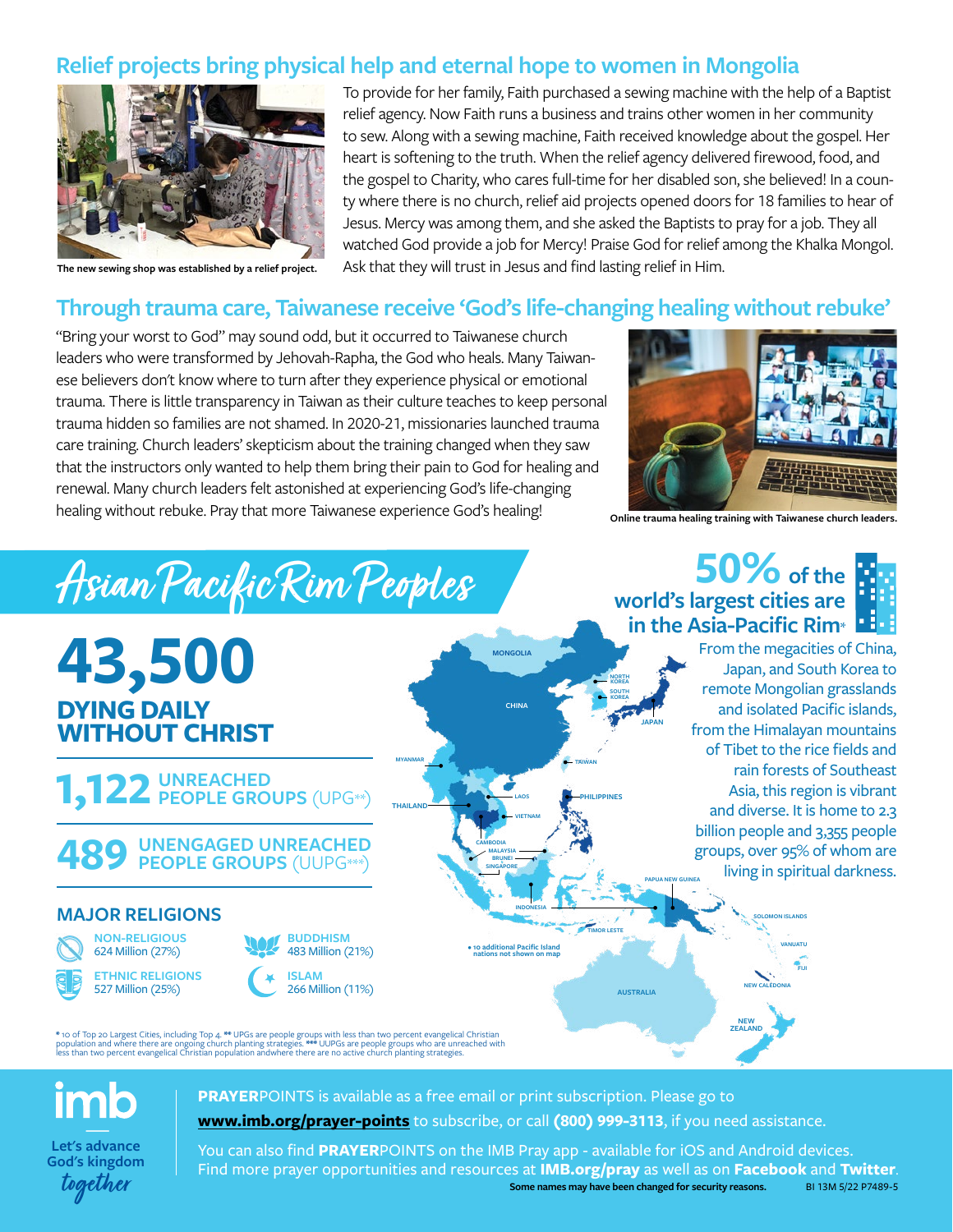## Relief projects bring physical help and eternal hope to women in Mongolia

The new sewing shop was established by a relief project.

To provide for her family, Faith purchased a sewing machine with the help of a Baptist relief agency. Now Faith runs a business and trains other women in her community to sew. Along with a sewing machine, Faith received knowledge about the gospel. Her heart is softening to the truth. When the relief agency delivered firewood, food, and the gospel to Charity, who cares full-time for her disabled son, she believed! In a county where there is no church, relief aid projects opened doors for 18 families to hear of Jesus. Mercy was among them, and she asked the Baptists to pray for a job. They all watched God provide a job for Mercy! Praise God for relief among the Khalka Mongol. Ask that they will trust in Jesus and find lasting relief in Him.

## Through trauma care, Taiwanese receive 'God's life-changing healing without rebuke'

"Bring your worst to God" may sound odd, but it occurred to Taiwanese church leaders who were transformed by Jehovah-Rapha, the God who heals. Many Taiwanese believers don't know where to turn after they experience physical or emotional trauma. There is little transparency in Taiwan as their culture teaches to keep personal trauma hidden so families are not shamed. In 2020-21, missionaries launched trauma care training. Church leaders' skepticism about the training changed when they saw that the instructors only wanted to help them bring their pain to God for healing and renewal. Many church leaders felt astonished at experiencing God's life-changing healing without rebuke. Pray that more Taiwanese experience God's healing!

Online trauma healing training with Taiwanese church leaders.

# Asian Pacific Rim Peoples

**43,500**
**DYING DAILY WITHOUT CHRIST**

**1,122** UNREACHED PEOPLE GROUPS (UPG**)

**489** UNENGAGED UNREACHED PEOPLE GROUPS (UUPG***)

### MAJOR RELIGIONS

NON-RELIGIOUS
624 Million (27%)

BUDDHISM
483 Million (21%)

ETHNIC RELIGIONS
527 Million (25%)

ISLAM
266 Million (11%)

**50% of the world's largest cities are in the Asia-Pacific Rim***

From the megacities of China, Japan, and South Korea to remote Mongolian grasslands and isolated Pacific islands, from the Himalayan mountains of Tibet to the rice fields and rain forests of Southeast Asia, this region is vibrant and diverse. It is home to 2.3 billion people and 3,355 people groups, over 95% of whom are living in spiritual darkness.

MONGOLIA
NORTH KOREA
SOUTH KOREA
CHINA
JAPAN
TAIWAN
MYANMAR
LAOS
PHILIPPINES
THAILAND
VIETNAM
CAMBODIA
MALAYSIA
BRUNEI
SINGAPORE
PAPUA NEW GUINEA
INDONESIA
SOLOMON ISLANDS
TIMOR LESTE
VANUATU
FIJI
NEW CALEDONIA
AUSTRALIA
NEW ZEALAND

• 10 additional Pacific Island nations not shown on map

* 10 of Top 20 Largest Cities, including Top 4. ** UPGs are people groups with less than two percent evangelical Christian population and where there are ongoing church planting strategies. *** UUPGs are people groups who are unreached with less than two percent evangelical Christian population andwhere there are no active church planting strategies.

imb
Let's advance God's kingdom *together*

**PRAYER**POINTS is available as a free email or print subscription. Please go to **www.imb.org/prayer-points** to subscribe, or call **(800) 999-3113**, if you need assistance.

You can also find **PRAYER**POINTS on the IMB Pray app - available for iOS and Android devices. Find more prayer opportunities and resources at **IMB.org/pray** as well as on **Facebook** and **Twitter**.

**Some names may have been changed for security reasons.** BI 13M 5/22 P7489-5